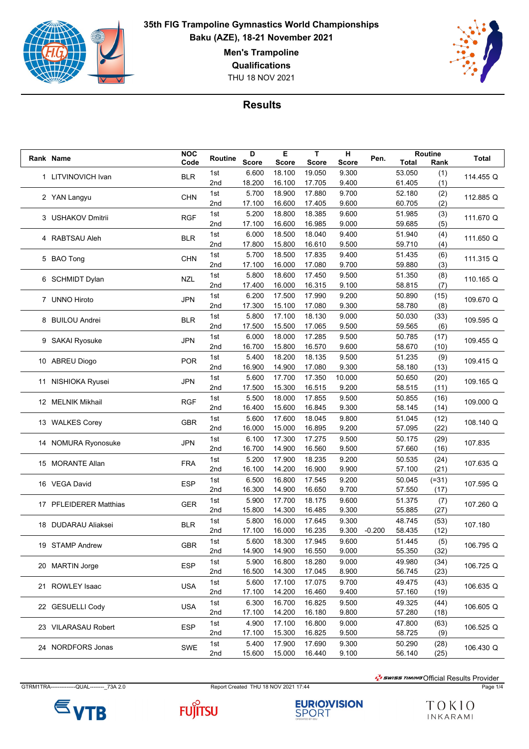# 35th FIG Trampoline Gymnastics World Championships

**Baku (AZE), 18-21 November 2021**

**Men's Trampoline**

**Qualifications**

THU 18 NOV 2021

## Results

| Rank | Name | NOC Code | Routine | D Score | E Score | T Score | H Score | Pen. | Routine Total | Routine Rank | Total |
|---|---|---|---|---|---|---|---|---|---|---|---|
| 1 | LITVINOVICH Ivan | BLR | 1st | 6.600 | 18.100 | 19.050 | 9.300 | | 53.050 | (1) | 114.455 Q |
| | | | 2nd | 18.200 | 16.100 | 17.705 | 9.400 | | 61.405 | (1) | |
| 2 | YAN Langyu | CHN | 1st | 5.700 | 18.900 | 17.880 | 9.700 | | 52.180 | (2) | 112.885 Q |
| | | | 2nd | 17.100 | 16.600 | 17.405 | 9.600 | | 60.705 | (2) | |
| 3 | USHAKOV Dmitrii | RGF | 1st | 5.200 | 18.800 | 18.385 | 9.600 | | 51.985 | (3) | 111.670 Q |
| | | | 2nd | 17.100 | 16.600 | 16.985 | 9.000 | | 59.685 | (5) | |
| 4 | RABTSAU Aleh | BLR | 1st | 6.000 | 18.500 | 18.040 | 9.400 | | 51.940 | (4) | 111.650 Q |
| | | | 2nd | 17.800 | 15.800 | 16.610 | 9.500 | | 59.710 | (4) | |
| 5 | BAO Tong | CHN | 1st | 5.700 | 18.500 | 17.835 | 9.400 | | 51.435 | (6) | 111.315 Q |
| | | | 2nd | 17.100 | 16.000 | 17.080 | 9.700 | | 59.880 | (3) | |
| 6 | SCHMIDT Dylan | NZL | 1st | 5.800 | 18.600 | 17.450 | 9.500 | | 51.350 | (8) | 110.165 Q |
| | | | 2nd | 17.400 | 16.000 | 16.315 | 9.100 | | 58.815 | (7) | |
| 7 | UNNO Hiroto | JPN | 1st | 6.200 | 17.500 | 17.990 | 9.200 | | 50.890 | (15) | 109.670 Q |
| | | | 2nd | 17.300 | 15.100 | 17.080 | 9.300 | | 58.780 | (8) | |
| 8 | BUILOU Andrei | BLR | 1st | 5.800 | 17.100 | 18.130 | 9.000 | | 50.030 | (33) | 109.595 Q |
| | | | 2nd | 17.500 | 15.500 | 17.065 | 9.500 | | 59.565 | (6) | |
| 9 | SAKAI Ryosuke | JPN | 1st | 6.000 | 18.000 | 17.285 | 9.500 | | 50.785 | (17) | 109.455 Q |
| | | | 2nd | 16.700 | 15.800 | 16.570 | 9.600 | | 58.670 | (10) | |
| 10 | ABREU Diogo | POR | 1st | 5.400 | 18.200 | 18.135 | 9.500 | | 51.235 | (9) | 109.415 Q |
| | | | 2nd | 16.900 | 14.900 | 17.080 | 9.300 | | 58.180 | (13) | |
| 11 | NISHIOKA Ryusei | JPN | 1st | 5.600 | 17.700 | 17.350 | 10.000 | | 50.650 | (20) | 109.165 Q |
| | | | 2nd | 17.500 | 15.300 | 16.515 | 9.200 | | 58.515 | (11) | |
| 12 | MELNIK Mikhail | RGF | 1st | 5.500 | 18.000 | 17.855 | 9.500 | | 50.855 | (16) | 109.000 Q |
| | | | 2nd | 16.400 | 15.600 | 16.845 | 9.300 | | 58.145 | (14) | |
| 13 | WALKES Corey | GBR | 1st | 5.600 | 17.600 | 18.045 | 9.800 | | 51.045 | (12) | 108.140 Q |
| | | | 2nd | 16.000 | 15.000 | 16.895 | 9.200 | | 57.095 | (22) | |
| 14 | NOMURA Ryonosuke | JPN | 1st | 6.100 | 17.300 | 17.275 | 9.500 | | 50.175 | (29) | 107.835 |
| | | | 2nd | 16.700 | 14.900 | 16.560 | 9.500 | | 57.660 | (16) | |
| 15 | MORANTE Allan | FRA | 1st | 5.200 | 17.900 | 18.235 | 9.200 | | 50.535 | (24) | 107.635 Q |
| | | | 2nd | 16.100 | 14.200 | 16.900 | 9.900 | | 57.100 | (21) | |
| 16 | VEGA David | ESP | 1st | 6.500 | 16.800 | 17.545 | 9.200 | | 50.045 | (=31) | 107.595 Q |
| | | | 2nd | 16.300 | 14.900 | 16.650 | 9.700 | | 57.550 | (17) | |
| 17 | PFLEIDERER Matthias | GER | 1st | 5.900 | 17.700 | 18.175 | 9.600 | | 51.375 | (7) | 107.260 Q |
| | | | 2nd | 15.800 | 14.300 | 16.485 | 9.300 | | 55.885 | (27) | |
| 18 | DUDARAU Aliaksei | BLR | 1st | 5.800 | 16.000 | 17.645 | 9.300 | | 48.745 | (53) | 107.180 |
| | | | 2nd | 17.100 | 16.000 | 16.235 | 9.300 | -0.200 | 58.435 | (12) | |
| 19 | STAMP Andrew | GBR | 1st | 5.600 | 18.300 | 17.945 | 9.600 | | 51.445 | (5) | 106.795 Q |
| | | | 2nd | 14.900 | 14.900 | 16.550 | 9.000 | | 55.350 | (32) | |
| 20 | MARTIN Jorge | ESP | 1st | 5.900 | 16.800 | 18.280 | 9.000 | | 49.980 | (34) | 106.725 Q |
| | | | 2nd | 16.500 | 14.300 | 17.045 | 8.900 | | 56.745 | (23) | |
| 21 | ROWLEY Isaac | USA | 1st | 5.600 | 17.100 | 17.075 | 9.700 | | 49.475 | (43) | 106.635 Q |
| | | | 2nd | 17.100 | 14.200 | 16.460 | 9.400 | | 57.160 | (19) | |
| 22 | GESUELLI Cody | USA | 1st | 6.300 | 16.700 | 16.825 | 9.500 | | 49.325 | (44) | 106.605 Q |
| | | | 2nd | 17.100 | 14.200 | 16.180 | 9.800 | | 57.280 | (18) | |
| 23 | VILARASAU Robert | ESP | 1st | 4.900 | 17.100 | 16.800 | 9.000 | | 47.800 | (63) | 106.525 Q |
| | | | 2nd | 17.100 | 15.300 | 16.825 | 9.500 | | 58.725 | (9) | |
| 24 | NORDFORS Jonas | SWE | 1st | 5.400 | 17.900 | 17.690 | 9.300 | | 50.290 | (28) | 106.430 Q |
| | | | 2nd | 15.600 | 15.000 | 16.440 | 9.100 | | 56.140 | (25) | |

GTRM1TRA---------------QUAL---------_73A 2.0 Report Created THU 18 NOV 2021 17:44

SWISS TIMING Official Results Provider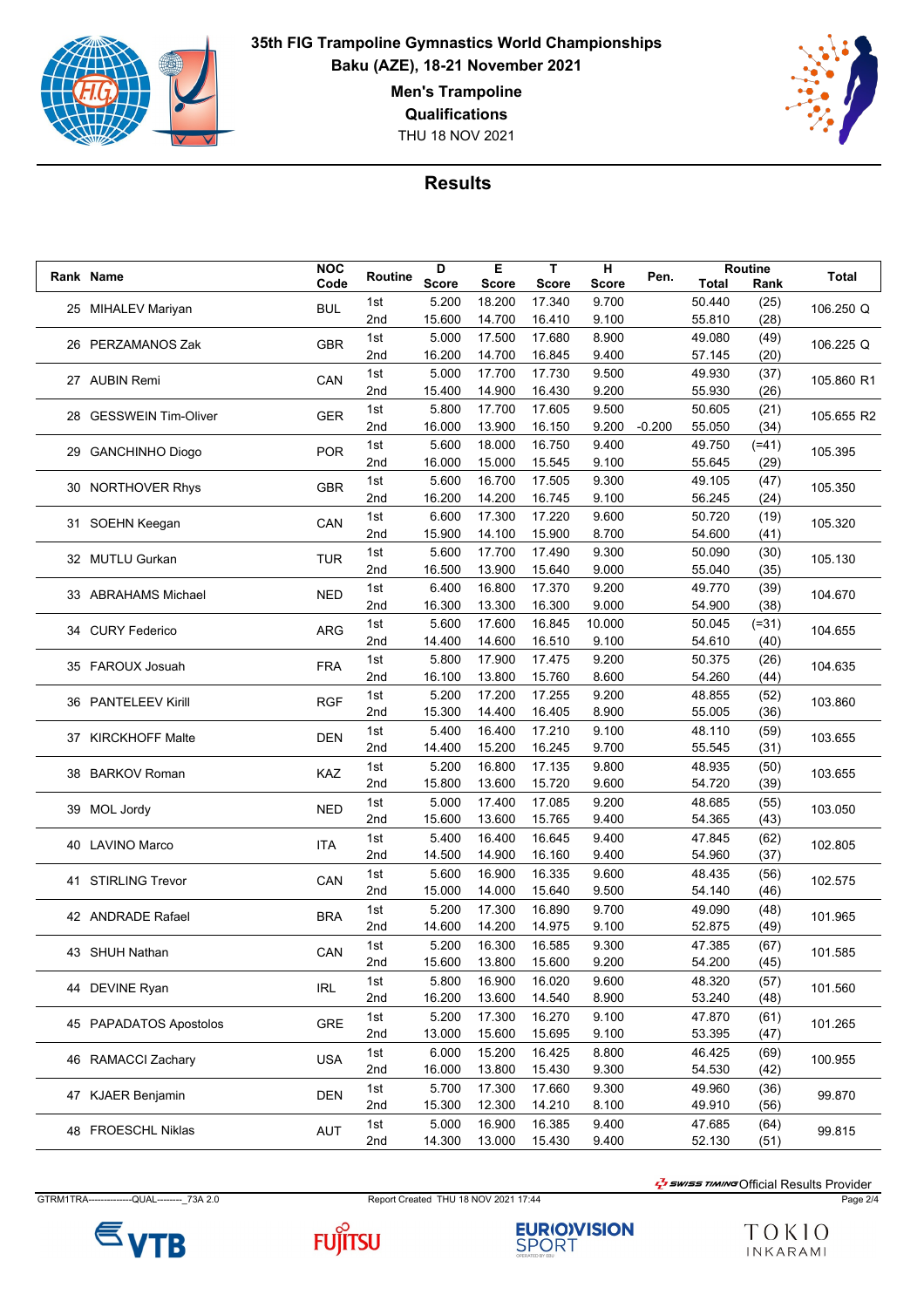# 35th FIG Trampoline Gymnastics World Championships

**Baku (AZE), 18-21 November 2021**

**Men's Trampoline**

**Qualifications**

THU 18 NOV 2021

## Results

| Rank | Name | NOC Code | Routine | D Score | E Score | T Score | H Score | Pen. | Routine Total | Routine Rank | Total |
|---|---|---|---|---|---|---|---|---|---|---|---|
| 25 | MIHALEV Mariyan | BUL | 1st | 5.200 | 18.200 | 17.340 | 9.700 | | 50.440 | (25) | 106.250 Q |
| | | | 2nd | 15.600 | 14.700 | 16.410 | 9.100 | | 55.810 | (28) | |
| 26 | PERZAMANOS Zak | GBR | 1st | 5.000 | 17.500 | 17.680 | 8.900 | | 49.080 | (49) | 106.225 Q |
| | | | 2nd | 16.200 | 14.700 | 16.845 | 9.400 | | 57.145 | (20) | |
| 27 | AUBIN Remi | CAN | 1st | 5.000 | 17.700 | 17.730 | 9.500 | | 49.930 | (37) | 105.860 R1 |
| | | | 2nd | 15.400 | 14.900 | 16.430 | 9.200 | | 55.930 | (26) | |
| 28 | GESSWEIN Tim-Oliver | GER | 1st | 5.800 | 17.700 | 17.605 | 9.500 | | 50.605 | (21) | 105.655 R2 |
| | | | 2nd | 16.000 | 13.900 | 16.150 | 9.200 | -0.200 | 55.050 | (34) | |
| 29 | GANCHINHO Diogo | POR | 1st | 5.600 | 18.000 | 16.750 | 9.400 | | 49.750 | (=41) | 105.395 |
| | | | 2nd | 16.000 | 15.000 | 15.545 | 9.100 | | 55.645 | (29) | |
| 30 | NORTHOVER Rhys | GBR | 1st | 5.600 | 16.700 | 17.505 | 9.300 | | 49.105 | (47) | 105.350 |
| | | | 2nd | 16.200 | 14.200 | 16.745 | 9.100 | | 56.245 | (24) | |
| 31 | SOEHN Keegan | CAN | 1st | 6.600 | 17.300 | 17.220 | 9.600 | | 50.720 | (19) | 105.320 |
| | | | 2nd | 15.900 | 14.100 | 15.900 | 8.700 | | 54.600 | (41) | |
| 32 | MUTLU Gurkan | TUR | 1st | 5.600 | 17.700 | 17.490 | 9.300 | | 50.090 | (30) | 105.130 |
| | | | 2nd | 16.500 | 13.900 | 15.640 | 9.000 | | 55.040 | (35) | |
| 33 | ABRAHAMS Michael | NED | 1st | 6.400 | 16.800 | 17.370 | 9.200 | | 49.770 | (39) | 104.670 |
| | | | 2nd | 16.300 | 13.300 | 16.300 | 9.000 | | 54.900 | (38) | |
| 34 | CURY Federico | ARG | 1st | 5.600 | 17.600 | 16.845 | 10.000 | | 50.045 | (=31) | 104.655 |
| | | | 2nd | 14.400 | 14.600 | 16.510 | 9.100 | | 54.610 | (40) | |
| 35 | FAROUX Josuah | FRA | 1st | 5.800 | 17.900 | 17.475 | 9.200 | | 50.375 | (26) | 104.635 |
| | | | 2nd | 16.100 | 13.800 | 15.760 | 8.600 | | 54.260 | (44) | |
| 36 | PANTELEEV Kirill | RGF | 1st | 5.200 | 17.200 | 17.255 | 9.200 | | 48.855 | (52) | 103.860 |
| | | | 2nd | 15.300 | 14.400 | 16.405 | 8.900 | | 55.005 | (36) | |
| 37 | KIRCHHOFF Malte | DEN | 1st | 5.400 | 16.400 | 17.210 | 9.100 | | 48.110 | (59) | 103.655 |
| | | | 2nd | 14.400 | 15.200 | 16.245 | 9.700 | | 55.545 | (31) | |
| 38 | BARKOV Roman | KAZ | 1st | 5.200 | 16.800 | 17.135 | 9.800 | | 48.935 | (50) | 103.655 |
| | | | 2nd | 15.800 | 13.600 | 15.720 | 9.600 | | 54.720 | (39) | |
| 39 | MOL Jordy | NED | 1st | 5.000 | 17.400 | 17.085 | 9.200 | | 48.685 | (55) | 103.050 |
| | | | 2nd | 15.600 | 13.600 | 15.765 | 9.400 | | 54.365 | (43) | |
| 40 | LAVINO Marco | ITA | 1st | 5.400 | 16.400 | 16.645 | 9.400 | | 47.845 | (62) | 102.805 |
| | | | 2nd | 14.500 | 14.900 | 16.160 | 9.400 | | 54.960 | (37) | |
| 41 | STIRLING Trevor | CAN | 1st | 5.600 | 16.900 | 16.335 | 9.600 | | 48.435 | (56) | 102.575 |
| | | | 2nd | 15.000 | 14.000 | 15.640 | 9.500 | | 54.140 | (46) | |
| 42 | ANDRADE Rafael | BRA | 1st | 5.200 | 17.300 | 16.890 | 9.700 | | 49.090 | (48) | 101.965 |
| | | | 2nd | 14.600 | 14.200 | 14.975 | 9.100 | | 52.875 | (49) | |
| 43 | SHUH Nathan | CAN | 1st | 5.200 | 16.300 | 16.585 | 9.300 | | 47.385 | (67) | 101.585 |
| | | | 2nd | 15.600 | 13.800 | 15.600 | 9.200 | | 54.200 | (45) | |
| 44 | DEVINE Ryan | IRL | 1st | 5.800 | 16.900 | 16.020 | 9.600 | | 48.320 | (57) | 101.560 |
| | | | 2nd | 16.200 | 13.600 | 14.540 | 8.900 | | 53.240 | (48) | |
| 45 | PAPADATOS Apostolos | GRE | 1st | 5.200 | 17.300 | 16.270 | 9.100 | | 47.870 | (61) | 101.265 |
| | | | 2nd | 13.000 | 15.600 | 15.695 | 9.100 | | 53.395 | (47) | |
| 46 | RAMACCI Zachary | USA | 1st | 6.000 | 15.200 | 16.425 | 8.800 | | 46.425 | (69) | 100.955 |
| | | | 2nd | 16.000 | 13.800 | 15.430 | 9.300 | | 54.530 | (42) | |
| 47 | KJAER Benjamin | DEN | 1st | 5.700 | 17.300 | 17.660 | 9.300 | | 49.960 | (36) | 99.870 |
| | | | 2nd | 15.300 | 12.300 | 14.210 | 8.100 | | 49.910 | (56) | |
| 48 | FROESCHL Niklas | AUT | 1st | 5.000 | 16.900 | 16.385 | 9.400 | | 47.685 | (64) | 99.815 |
| | | | 2nd | 14.300 | 13.000 | 15.430 | 9.400 | | 52.130 | (51) | |

SWISS TIMING Official Results Provider

GTRM1TRA---------------QUAL---------_73A 2.0 Report Created THU 18 NOV 2021 17:44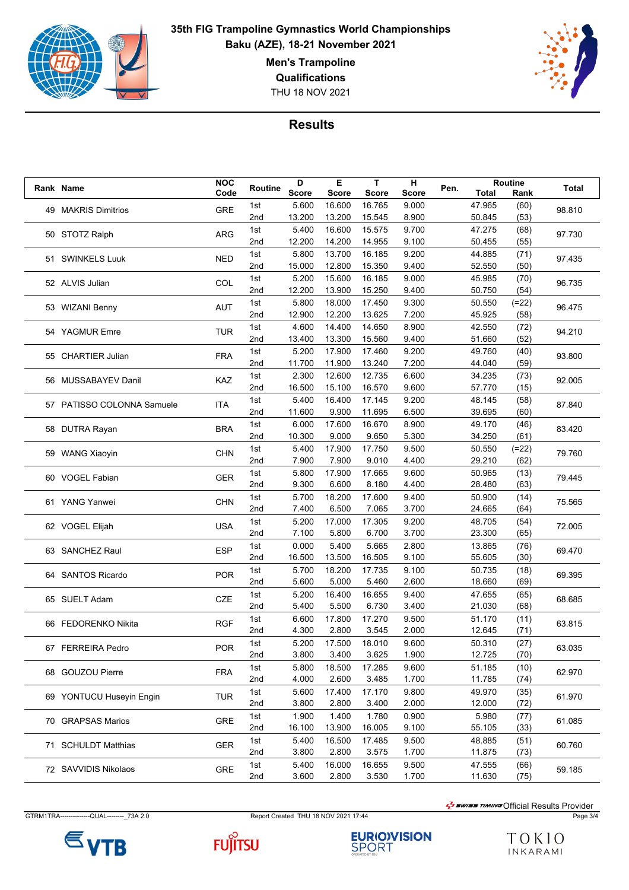**35th FIG Trampoline Gymnastics World Championships**
**Baku (AZE), 18-21 November 2021**
**Men's Trampoline**
**Qualifications**
THU 18 NOV 2021

## Results

| Rank | Name | NOC Code | Routine | D Score | E Score | T Score | H Score | Pen. | Routine Total | Routine Rank | Total |
|---|---|---|---|---|---|---|---|---|---|---|---|
| 49 | MAKRIS Dimitrios | GRE | 1st | 5.600 | 16.600 | 16.765 | 9.000 | | 47.965 | (60) | 98.810 |
| | | | 2nd | 13.200 | 13.200 | 15.545 | 8.900 | | 50.845 | (53) | |
| 50 | STOTZ Ralph | ARG | 1st | 5.400 | 16.600 | 15.575 | 9.700 | | 47.275 | (68) | 97.730 |
| | | | 2nd | 12.200 | 14.200 | 14.955 | 9.100 | | 50.455 | (55) | |
| 51 | SWINKELS Luuk | NED | 1st | 5.800 | 13.700 | 16.185 | 9.200 | | 44.885 | (71) | 97.435 |
| | | | 2nd | 15.000 | 12.800 | 15.350 | 9.400 | | 52.550 | (50) | |
| 52 | ALVIS Julian | COL | 1st | 5.200 | 15.600 | 16.185 | 9.000 | | 45.985 | (70) | 96.735 |
| | | | 2nd | 12.200 | 13.900 | 15.250 | 9.400 | | 50.750 | (54) | |
| 53 | WIZANI Benny | AUT | 1st | 5.800 | 18.000 | 17.450 | 9.300 | | 50.550 | (=22) | 96.475 |
| | | | 2nd | 12.900 | 12.200 | 13.625 | 7.200 | | 45.925 | (58) | |
| 54 | YAGMUR Emre | TUR | 1st | 4.600 | 14.400 | 14.650 | 8.900 | | 42.550 | (72) | 94.210 |
| | | | 2nd | 13.400 | 13.300 | 15.560 | 9.400 | | 51.660 | (52) | |
| 55 | CHARTIER Julian | FRA | 1st | 5.200 | 17.900 | 17.460 | 9.200 | | 49.760 | (40) | 93.800 |
| | | | 2nd | 11.700 | 11.900 | 13.240 | 7.200 | | 44.040 | (59) | |
| 56 | MUSSABAYEV Danil | KAZ | 1st | 2.300 | 12.600 | 12.735 | 6.600 | | 34.235 | (73) | 92.005 |
| | | | 2nd | 16.500 | 15.100 | 16.570 | 9.600 | | 57.770 | (15) | |
| 57 | PATISSO COLONNA Samuele | ITA | 1st | 5.400 | 16.400 | 17.145 | 9.200 | | 48.145 | (58) | 87.840 |
| | | | 2nd | 11.600 | 9.900 | 11.695 | 6.500 | | 39.695 | (60) | |
| 58 | DUTRA Rayan | BRA | 1st | 6.000 | 17.600 | 16.670 | 8.900 | | 49.170 | (46) | 83.420 |
| | | | 2nd | 10.300 | 9.000 | 9.650 | 5.300 | | 34.250 | (61) | |
| 59 | WANG Xiaoyin | CHN | 1st | 5.400 | 17.900 | 17.750 | 9.500 | | 50.550 | (=22) | 79.760 |
| | | | 2nd | 7.900 | 7.900 | 9.010 | 4.400 | | 29.210 | (62) | |
| 60 | VOGEL Fabian | GER | 1st | 5.800 | 17.900 | 17.665 | 9.600 | | 50.965 | (13) | 79.445 |
| | | | 2nd | 9.300 | 6.600 | 8.180 | 4.400 | | 28.480 | (63) | |
| 61 | YANG Yanwei | CHN | 1st | 5.700 | 18.200 | 17.600 | 9.400 | | 50.900 | (14) | 75.565 |
| | | | 2nd | 7.400 | 6.500 | 7.065 | 3.700 | | 24.665 | (64) | |
| 62 | VOGEL Elijah | USA | 1st | 5.200 | 17.000 | 17.305 | 9.200 | | 48.705 | (54) | 72.005 |
| | | | 2nd | 7.100 | 5.800 | 6.700 | 3.700 | | 23.300 | (65) | |
| 63 | SANCHEZ Raul | ESP | 1st | 0.000 | 5.400 | 5.665 | 2.800 | | 13.865 | (76) | 69.470 |
| | | | 2nd | 16.500 | 13.500 | 16.505 | 9.100 | | 55.605 | (30) | |
| 64 | SANTOS Ricardo | POR | 1st | 5.700 | 18.200 | 17.735 | 9.100 | | 50.735 | (18) | 69.395 |
| | | | 2nd | 5.600 | 5.000 | 5.460 | 2.600 | | 18.660 | (69) | |
| 65 | SUELT Adam | CZE | 1st | 5.200 | 16.400 | 16.655 | 9.400 | | 47.655 | (65) | 68.685 |
| | | | 2nd | 5.400 | 5.500 | 6.730 | 3.400 | | 21.030 | (68) | |
| 66 | FEDORENKO Nikita | RGF | 1st | 6.600 | 17.800 | 17.270 | 9.500 | | 51.170 | (11) | 63.815 |
| | | | 2nd | 4.300 | 2.800 | 3.545 | 2.000 | | 12.645 | (71) | |
| 67 | FERREIRA Pedro | POR | 1st | 5.200 | 17.500 | 18.010 | 9.600 | | 50.310 | (27) | 63.035 |
| | | | 2nd | 3.800 | 3.400 | 3.625 | 1.900 | | 12.725 | (70) | |
| 68 | GOUZOU Pierre | FRA | 1st | 5.800 | 18.500 | 17.285 | 9.600 | | 51.185 | (10) | 62.970 |
| | | | 2nd | 4.000 | 2.600 | 3.485 | 1.700 | | 11.785 | (74) | |
| 69 | YONTUCU Huseyin Engin | TUR | 1st | 5.600 | 17.400 | 17.170 | 9.800 | | 49.970 | (35) | 61.970 |
| | | | 2nd | 3.800 | 2.800 | 3.400 | 2.000 | | 12.000 | (72) | |
| 70 | GRAPSAS Marios | GRE | 1st | 1.900 | 1.400 | 1.780 | 0.900 | | 5.980 | (77) | 61.085 |
| | | | 2nd | 16.100 | 13.900 | 16.005 | 9.100 | | 55.105 | (33) | |
| 71 | SCHULDT Matthias | GER | 1st | 5.400 | 16.500 | 17.485 | 9.500 | | 48.885 | (51) | 60.760 |
| | | | 2nd | 3.800 | 2.800 | 3.575 | 1.700 | | 11.875 | (73) | |
| 72 | SAVVIDIS Nikolaos | GRE | 1st | 5.400 | 16.000 | 16.655 | 9.500 | | 47.555 | (66) | 59.185 |
| | | | 2nd | 3.600 | 2.800 | 3.530 | 1.700 | | 11.630 | (75) | |

SWISS TIMING Official Results Provider

GTRM1TRA---------------QUAL---------_73A 2.0 Report Created THU 18 NOV 2021 17:44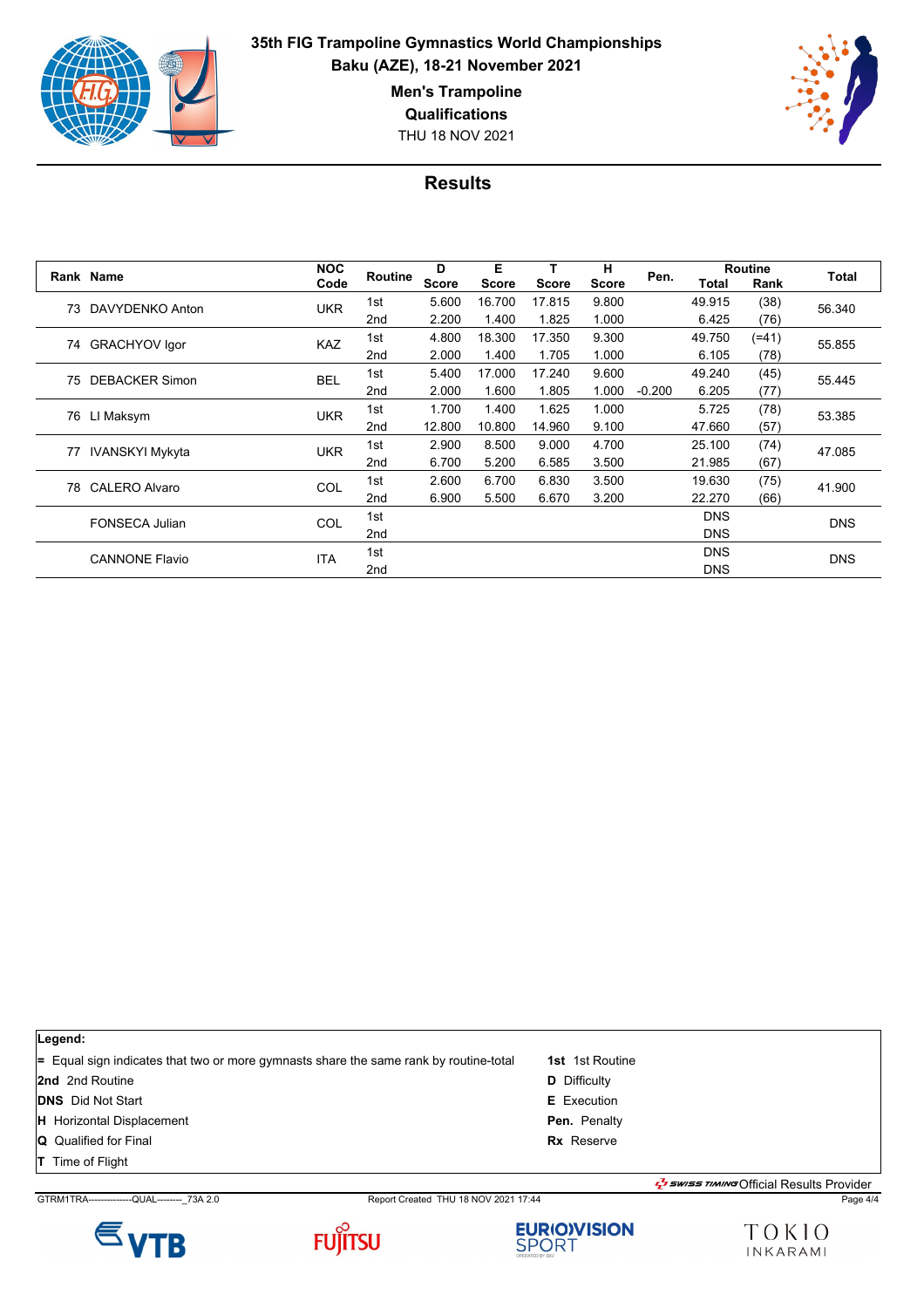# 35th FIG Trampoline Gymnastics World Championships

Baku (AZE), 18-21 November 2021

**Men's Trampoline**

**Qualifications**

THU 18 NOV 2021

## Results

| Rank | Name | NOC Code | Routine | D Score | E Score | T Score | H Score | Pen. | Routine Total | Routine Rank | Total |
|---|---|---|---|---|---|---|---|---|---|---|---|
| 73 | DAVYDENKO Anton | UKR | 1st | 5.600 | 16.700 | 17.815 | 9.800 | | 49.915 | (38) | 56.340 |
| | | | 2nd | 2.200 | 1.400 | 1.825 | 1.000 | | 6.425 | (76) | |
| 74 | GRACHYOV Igor | KAZ | 1st | 4.800 | 18.300 | 17.350 | 9.300 | | 49.750 | (=41) | 55.855 |
| | | | 2nd | 2.000 | 1.400 | 1.705 | 1.000 | | 6.105 | (78) | |
| 75 | DEBACKER Simon | BEL | 1st | 5.400 | 17.000 | 17.240 | 9.600 | | 49.240 | (45) | 55.445 |
| | | | 2nd | 2.000 | 1.600 | 1.805 | 1.000 | -0.200 | 6.205 | (77) | |
| 76 | LI Maksym | UKR | 1st | 1.700 | 1.400 | 1.625 | 1.000 | | 5.725 | (78) | 53.385 |
| | | | 2nd | 12.800 | 10.800 | 14.960 | 9.100 | | 47.660 | (57) | |
| 77 | IVANSKYI Mykyta | UKR | 1st | 2.900 | 8.500 | 9.000 | 4.700 | | 25.100 | (74) | 47.085 |
| | | | 2nd | 6.700 | 5.200 | 6.585 | 3.500 | | 21.985 | (67) | |
| 78 | CALERO Alvaro | COL | 1st | 2.600 | 6.700 | 6.830 | 3.500 | | 19.630 | (75) | 41.900 |
| | | | 2nd | 6.900 | 5.500 | 6.670 | 3.200 | | 22.270 | (66) | |
| | FONSECA Julian | COL | 1st | | | | | | DNS | | DNS |
| | | | 2nd | | | | | | DNS | | |
| | CANNONE Flavio | ITA | 1st | | | | | | DNS | | DNS |
| | | | 2nd | | | | | | DNS | | |

**Legend:**

- **=** Equal sign indicates that two or more gymnasts share the same rank by routine-total
- **2nd** 2nd Routine
- **DNS** Did Not Start
- **H** Horizontal Displacement
- **Q** Qualified for Final
- **T** Time of Flight
- **1st** 1st Routine
- **D** Difficulty
- **E** Execution
- **Pen.** Penalty
- **Rx** Reserve

SWISS TIMING Official Results Provider

GTRM1TRA---------------QUAL--------_73A 2.0 Report Created THU 18 NOV 2021 17:44